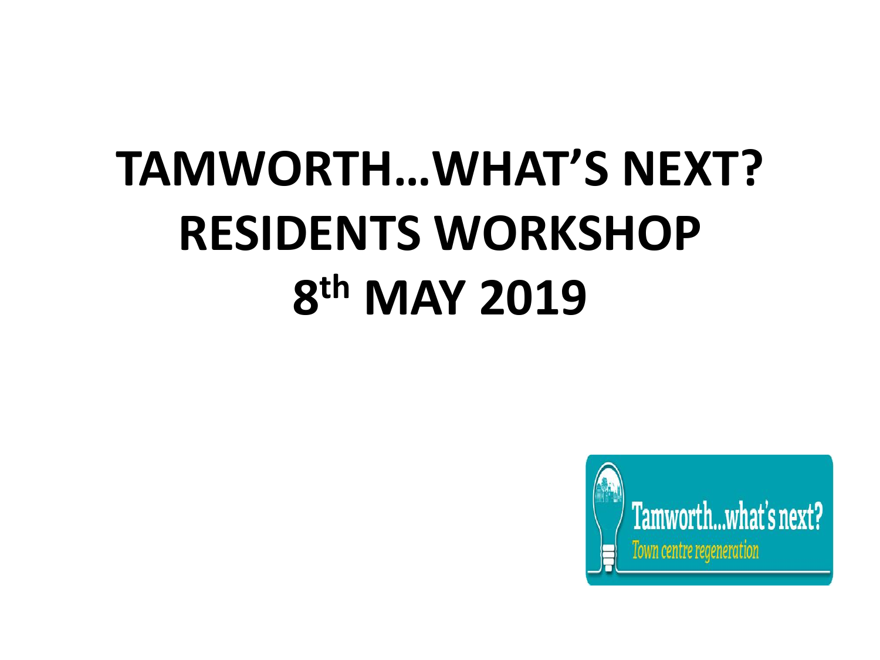# TAMWORTH…WHAT'S NEXT? RESIDENTS WORKSHOP 8th MAY 2019

Tamworth...what's next?
*Town centre regeneration*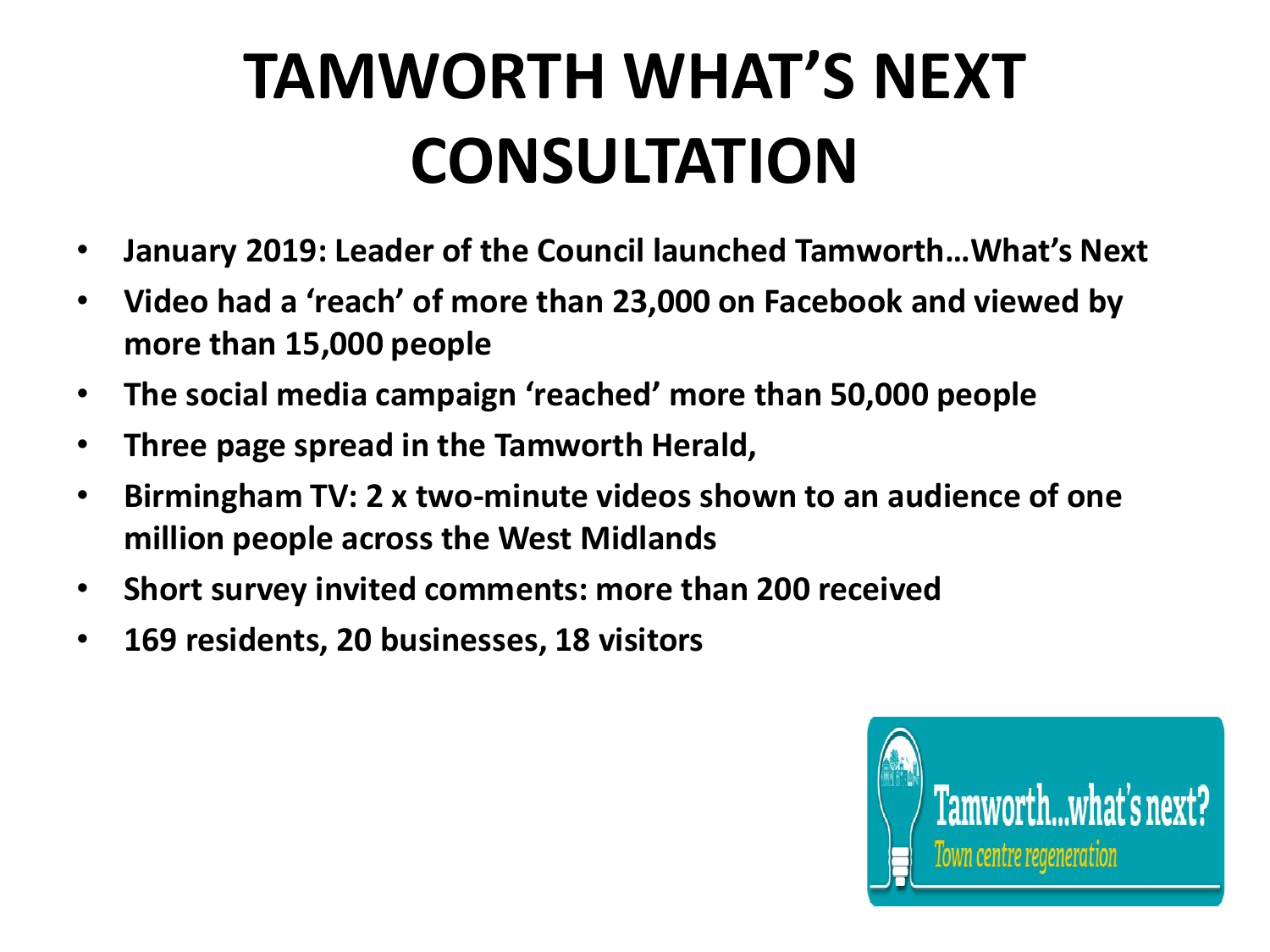# TAMWORTH WHAT'S NEXT CONSULTATION

- **January 2019: Leader of the Council launched Tamworth…What's Next**
- **Video had a 'reach' of more than 23,000 on Facebook and viewed by more than 15,000 people**
- **The social media campaign 'reached' more than 50,000 people**
- **Three page spread in the Tamworth Herald,**
- **Birmingham TV: 2 x two-minute videos shown to an audience of one million people across the West Midlands**
- **Short survey invited comments: more than 200 received**
- **169 residents, 20 businesses, 18 visitors**

Tamworth...what's next?

*Town centre regeneration*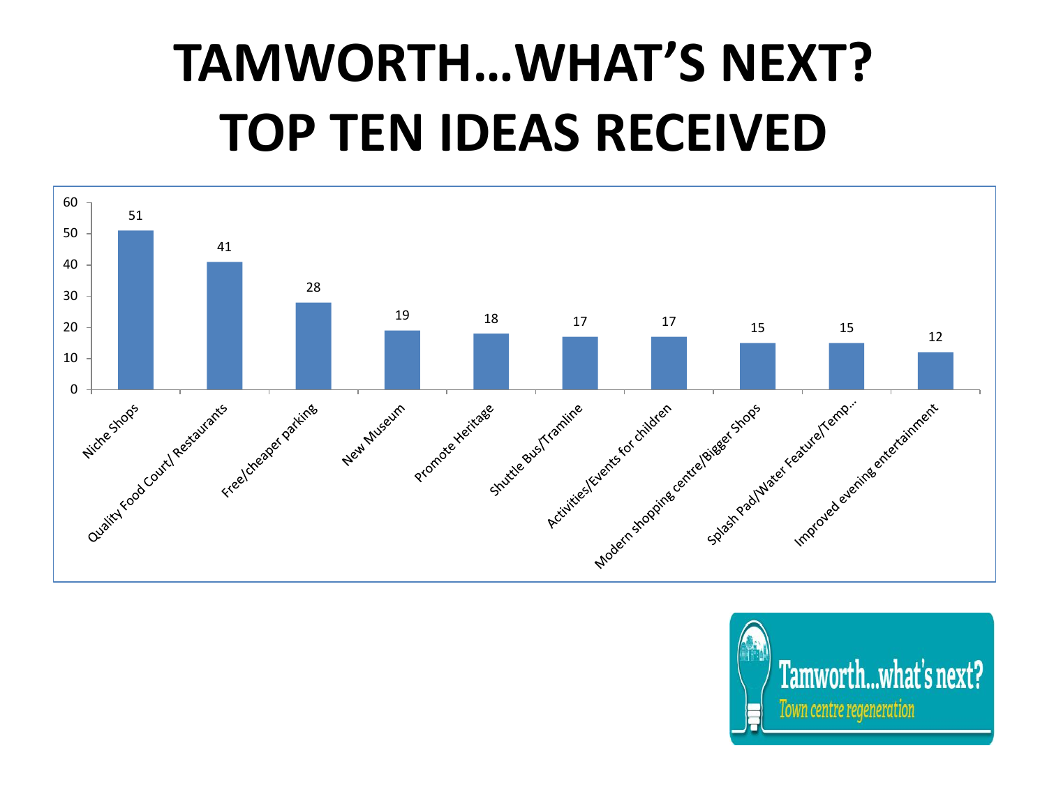# TAMWORTH…WHAT'S NEXT?
# TOP TEN IDEAS RECEIVED

| Idea | Count |
| --- | --- |
| Niche Shops | 51 |
| Quality Food Court/ Restaurants | 41 |
| Free/cheaper parking | 28 |
| New Museum | 19 |
| Promote Heritage | 18 |
| Shuttle Bus/Tramline | 17 |
| Activities/Events for children | 17 |
| Modern shopping centre/Bigger Shops | 15 |
| Splash Pad/Water Feature/Temp… | 15 |
| Improved evening entertainment | 12 |

Tamworth…what's next?
*Town centre regeneration*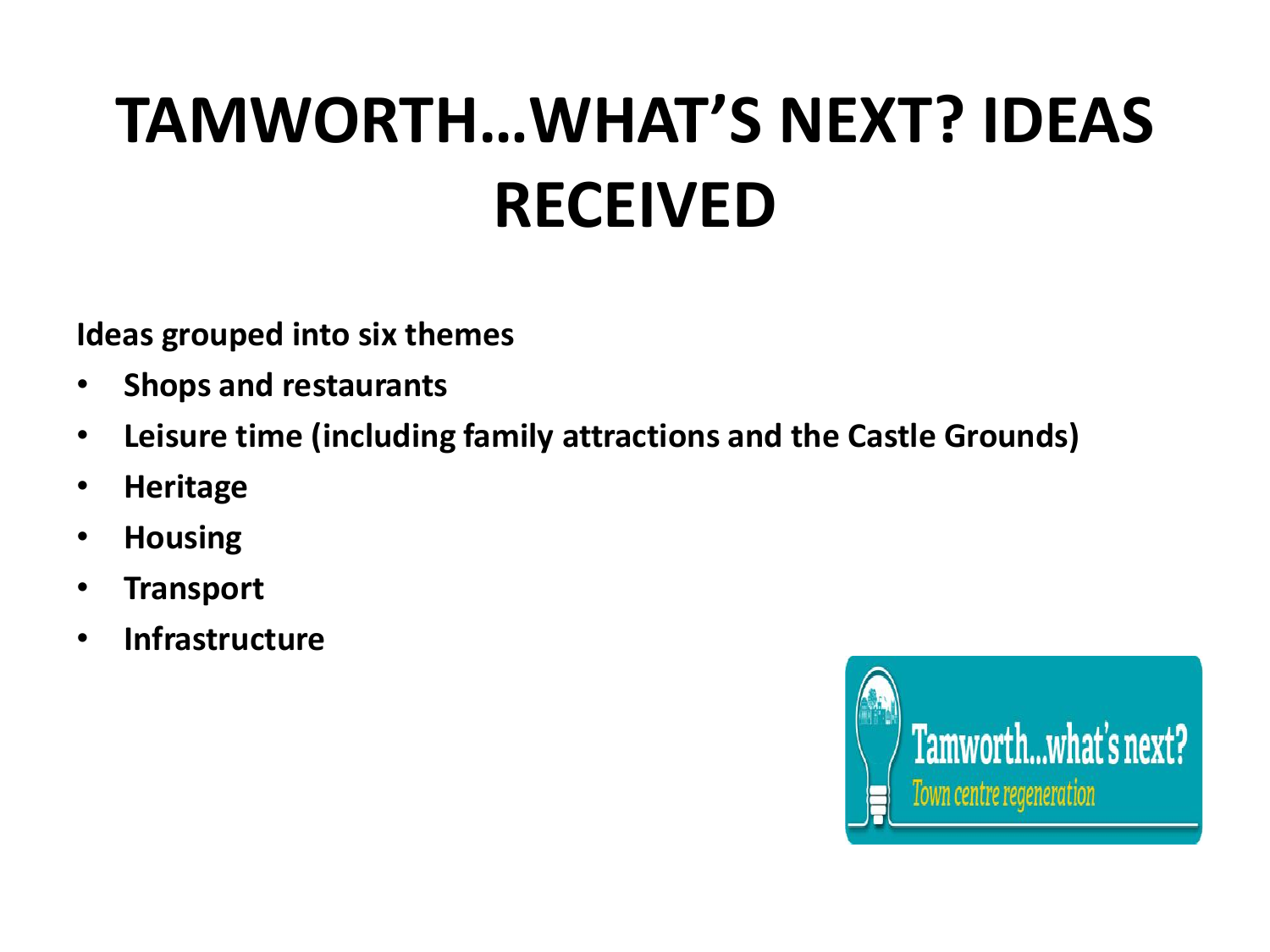# TAMWORTH…WHAT'S NEXT? IDEAS RECEIVED

**Ideas grouped into six themes**

- **Shops and restaurants**
- **Leisure time (including family attractions and the Castle Grounds)**
- **Heritage**
- **Housing**
- **Transport**
- **Infrastructure**

Tamworth...what's next?
*Town centre regeneration*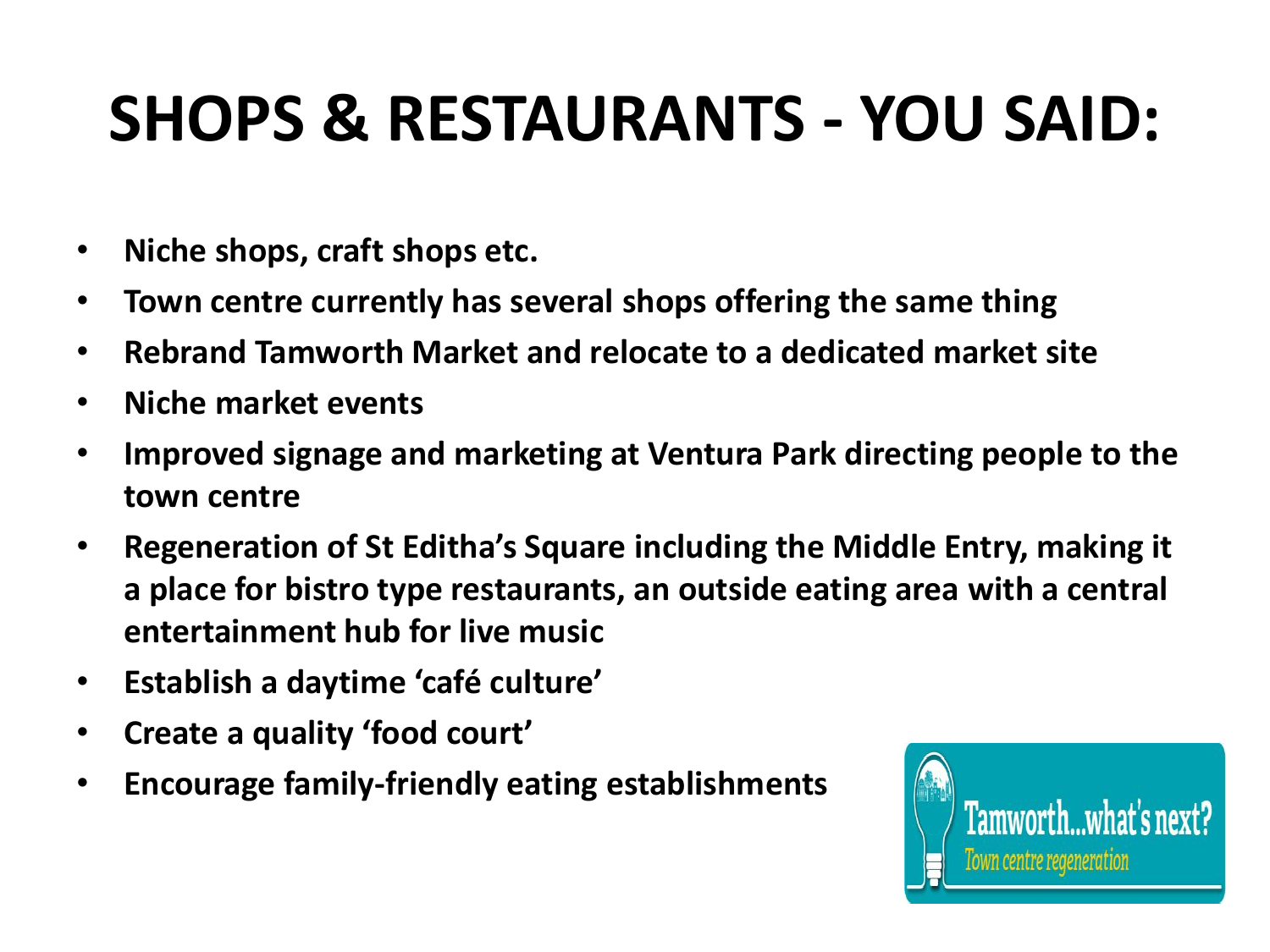# SHOPS & RESTAURANTS - YOU SAID:

- **Niche shops, craft shops etc.**
- **Town centre currently has several shops offering the same thing**
- **Rebrand Tamworth Market and relocate to a dedicated market site**
- **Niche market events**
- **Improved signage and marketing at Ventura Park directing people to the town centre**
- **Regeneration of St Editha's Square including the Middle Entry, making it a place for bistro type restaurants, an outside eating area with a central entertainment hub for live music**
- **Establish a daytime 'café culture'**
- **Create a quality 'food court'**
- **Encourage family-friendly eating establishments**

Tamworth...what's next?

*Town centre regeneration*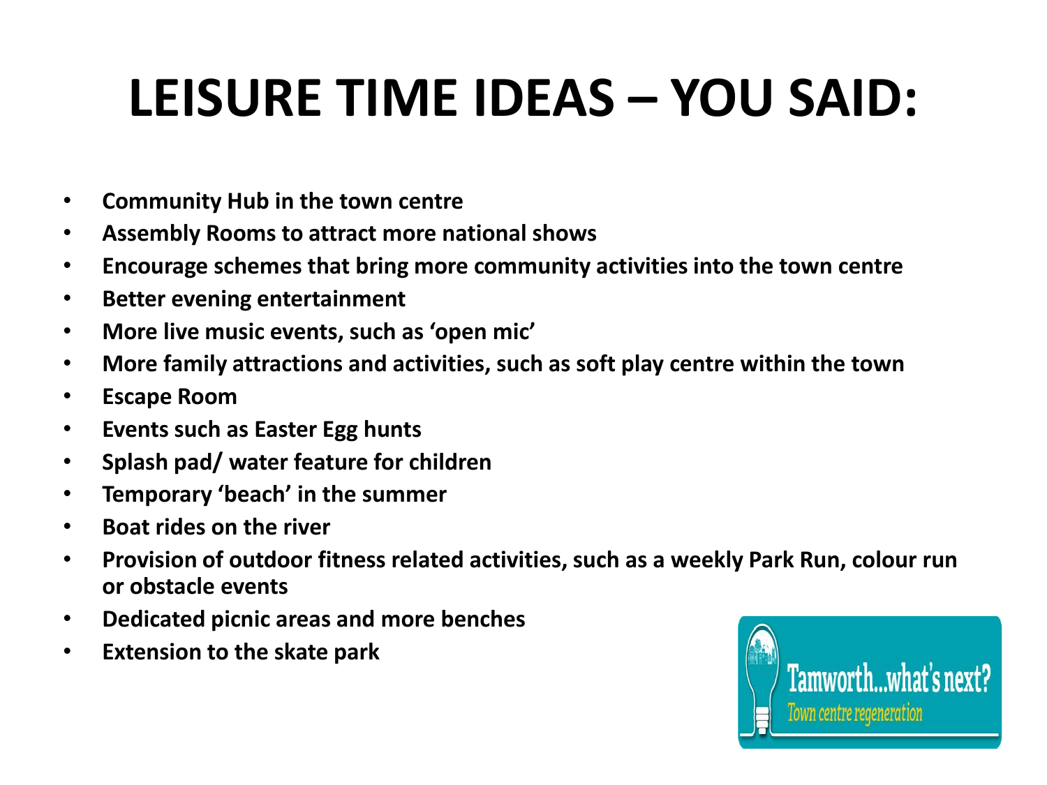# LEISURE TIME IDEAS – YOU SAID:

- **Community Hub in the town centre**
- **Assembly Rooms to attract more national shows**
- **Encourage schemes that bring more community activities into the town centre**
- **Better evening entertainment**
- **More live music events, such as 'open mic'**
- **More family attractions and activities, such as soft play centre within the town**
- **Escape Room**
- **Events such as Easter Egg hunts**
- **Splash pad/ water feature for children**
- **Temporary 'beach' in the summer**
- **Boat rides on the river**
- **Provision of outdoor fitness related activities, such as a weekly Park Run, colour run or obstacle events**
- **Dedicated picnic areas and more benches**
- **Extension to the skate park**

Tamworth...what's next?
*Town centre regeneration*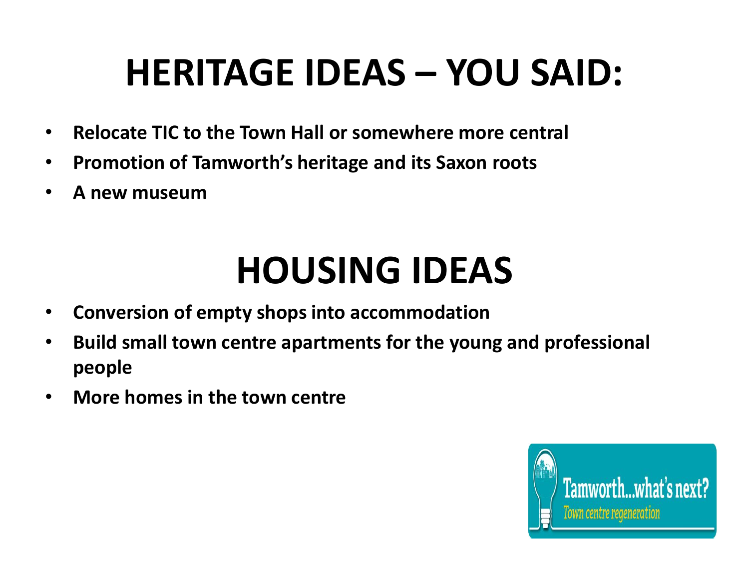# HERITAGE IDEAS – YOU SAID:

- **Relocate TIC to the Town Hall or somewhere more central**
- **Promotion of Tamworth's heritage and its Saxon roots**
- **A new museum**

# HOUSING IDEAS

- **Conversion of empty shops into accommodation**
- **Build small town centre apartments for the young and professional people**
- **More homes in the town centre**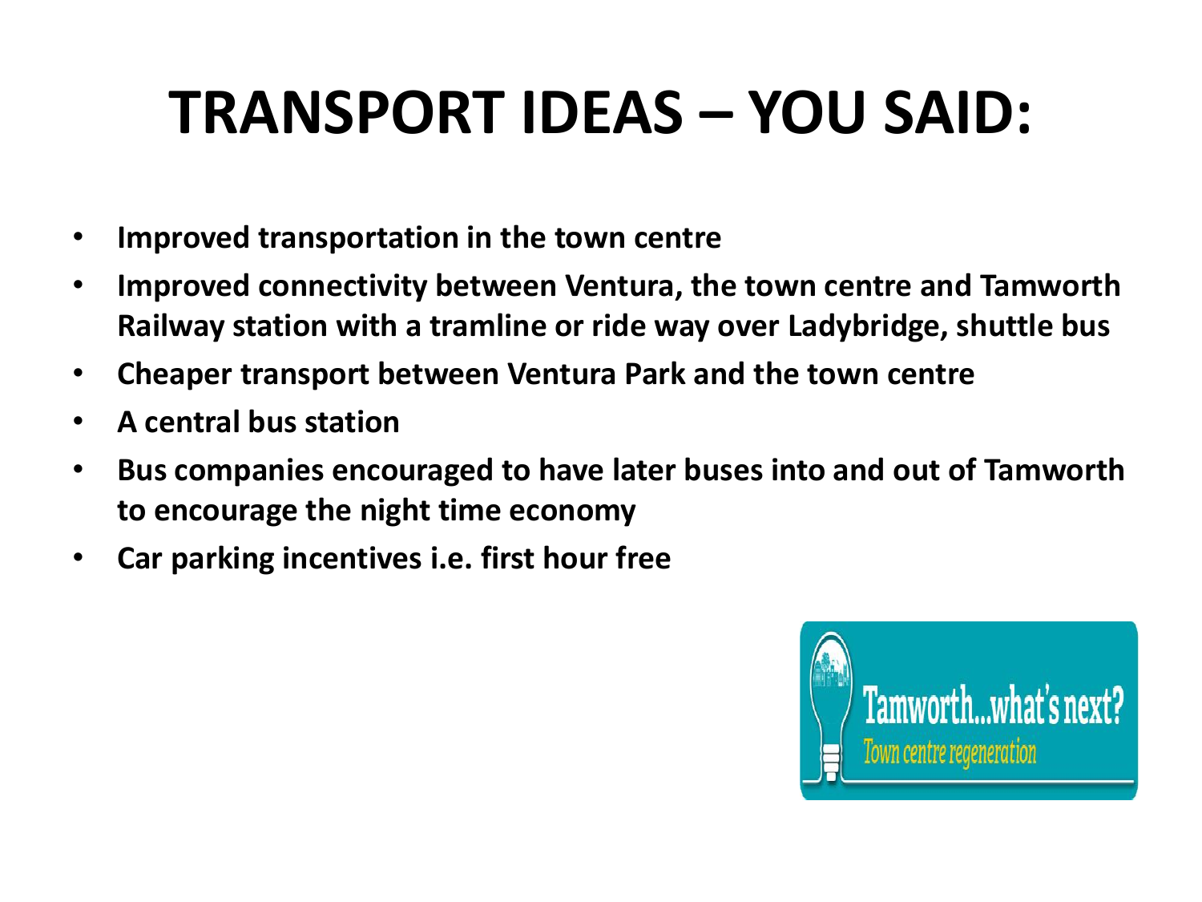# TRANSPORT IDEAS – YOU SAID:

- **Improved transportation in the town centre**
- **Improved connectivity between Ventura, the town centre and Tamworth Railway station with a tramline or ride way over Ladybridge, shuttle bus**
- **Cheaper transport between Ventura Park and the town centre**
- **A central bus station**
- **Bus companies encouraged to have later buses into and out of Tamworth to encourage the night time economy**
- **Car parking incentives i.e. first hour free**

Tamworth...what's next?
*Town centre regeneration*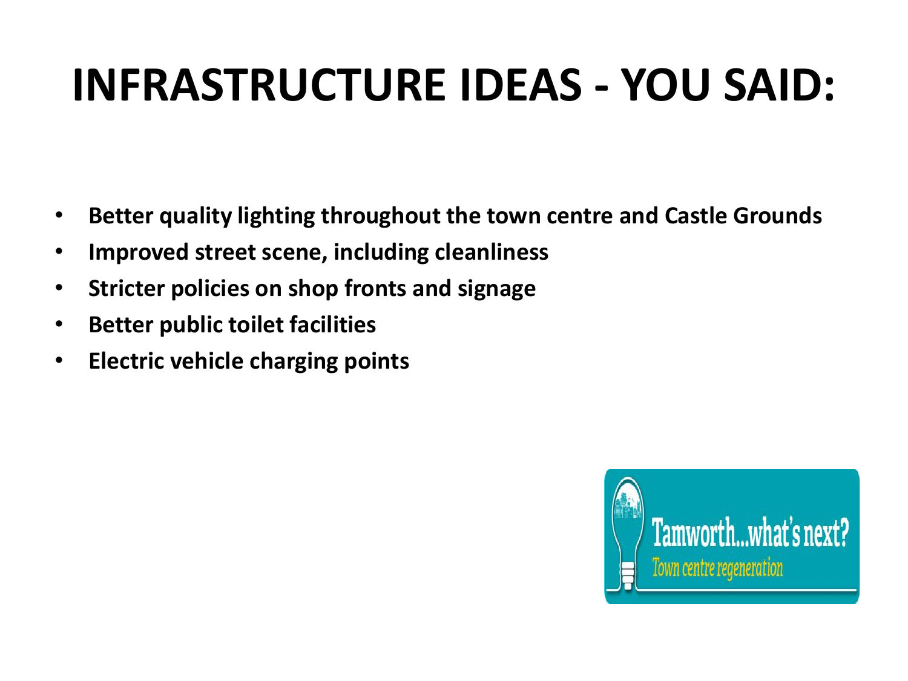# INFRASTRUCTURE IDEAS - YOU SAID:

- **Better quality lighting throughout the town centre and Castle Grounds**
- **Improved street scene, including cleanliness**
- **Stricter policies on shop fronts and signage**
- **Better public toilet facilities**
- **Electric vehicle charging points**

Tamworth...what's next?
*Town centre regeneration*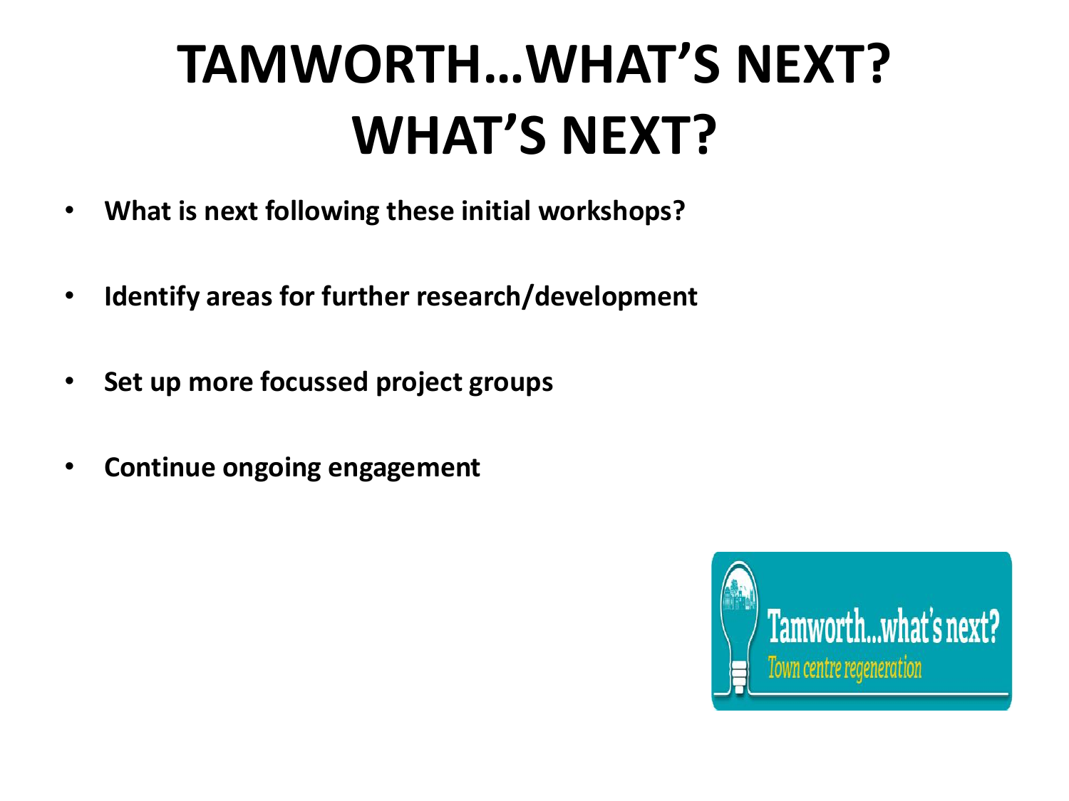# TAMWORTH…WHAT'S NEXT? WHAT'S NEXT?

- **What is next following these initial workshops?**
- **Identify areas for further research/development**
- **Set up more focussed project groups**
- **Continue ongoing engagement**

Tamworth...what's next?
*Town centre regeneration*